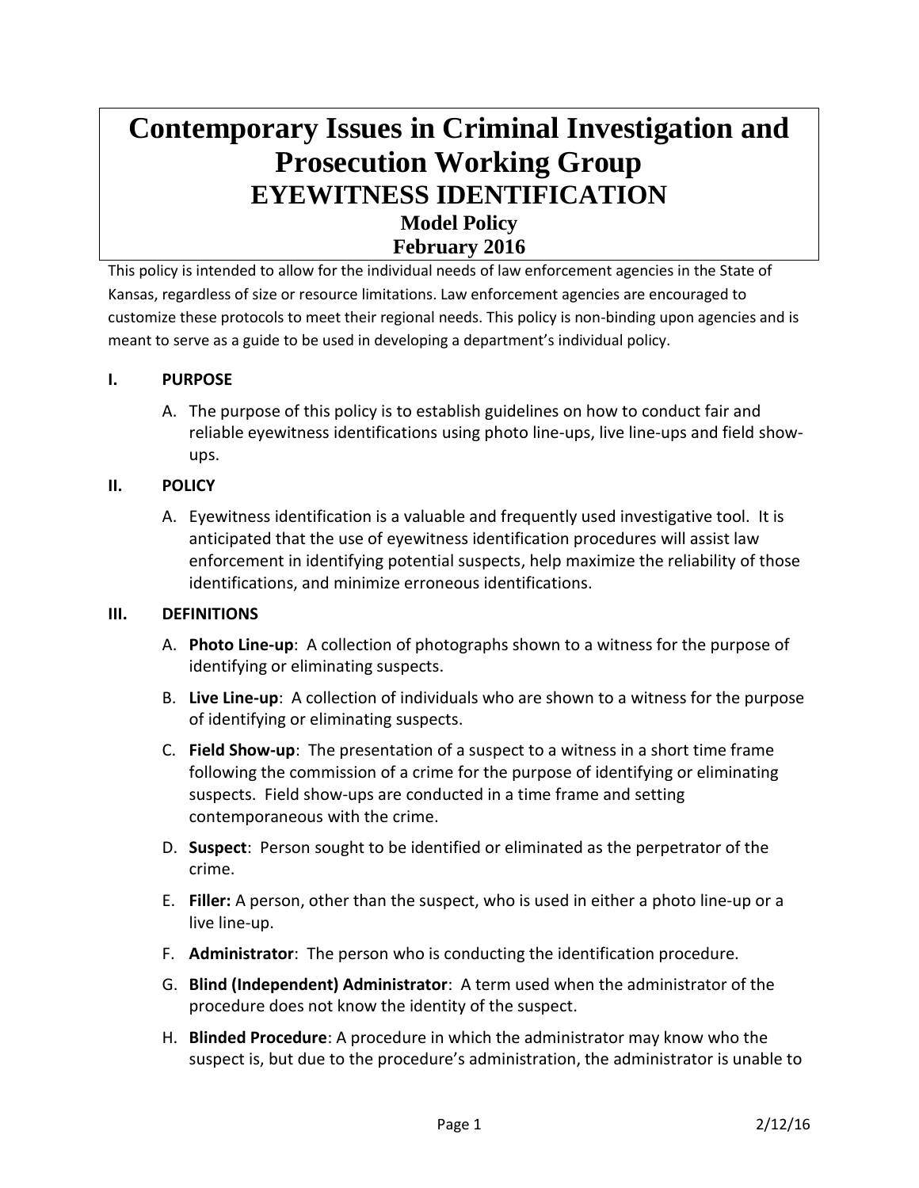# Contemporary Issues in Criminal Investigation and Prosecution Working Group

## EYEWITNESS IDENTIFICATION

### Model Policy

### February 2016

This policy is intended to allow for the individual needs of law enforcement agencies in the State of Kansas, regardless of size or resource limitations. Law enforcement agencies are encouraged to customize these protocols to meet their regional needs. This policy is non-binding upon agencies and is meant to serve as a guide to be used in developing a department's individual policy.

## I. PURPOSE

A. The purpose of this policy is to establish guidelines on how to conduct fair and reliable eyewitness identifications using photo line-ups, live line-ups and field show-ups.

## II. POLICY

A. Eyewitness identification is a valuable and frequently used investigative tool. It is anticipated that the use of eyewitness identification procedures will assist law enforcement in identifying potential suspects, help maximize the reliability of those identifications, and minimize erroneous identifications.

## III. DEFINITIONS

A. **Photo Line-up**: A collection of photographs shown to a witness for the purpose of identifying or eliminating suspects.

B. **Live Line-up**: A collection of individuals who are shown to a witness for the purpose of identifying or eliminating suspects.

C. **Field Show-up**: The presentation of a suspect to a witness in a short time frame following the commission of a crime for the purpose of identifying or eliminating suspects. Field show-ups are conducted in a time frame and setting contemporaneous with the crime.

D. **Suspect**: Person sought to be identified or eliminated as the perpetrator of the crime.

E. **Filler:** A person, other than the suspect, who is used in either a photo line-up or a live line-up.

F. **Administrator**: The person who is conducting the identification procedure.

G. **Blind (Independent) Administrator**: A term used when the administrator of the procedure does not know the identity of the suspect.

H. **Blinded Procedure**: A procedure in which the administrator may know who the suspect is, but due to the procedure's administration, the administrator is unable to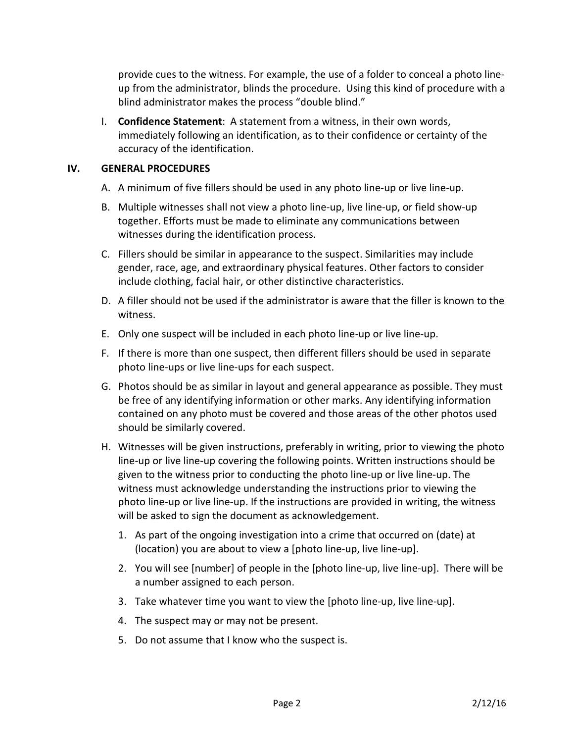provide cues to the witness. For example, the use of a folder to conceal a photo line-up from the administrator, blinds the procedure. Using this kind of procedure with a blind administrator makes the process "double blind."

I. **Confidence Statement**: A statement from a witness, in their own words, immediately following an identification, as to their confidence or certainty of the accuracy of the identification.

## IV. GENERAL PROCEDURES

A. A minimum of five fillers should be used in any photo line-up or live line-up.

B. Multiple witnesses shall not view a photo line-up, live line-up, or field show-up together. Efforts must be made to eliminate any communications between witnesses during the identification process.

C. Fillers should be similar in appearance to the suspect. Similarities may include gender, race, age, and extraordinary physical features. Other factors to consider include clothing, facial hair, or other distinctive characteristics.

D. A filler should not be used if the administrator is aware that the filler is known to the witness.

E. Only one suspect will be included in each photo line-up or live line-up.

F. If there is more than one suspect, then different fillers should be used in separate photo line-ups or live line-ups for each suspect.

G. Photos should be as similar in layout and general appearance as possible. They must be free of any identifying information or other marks. Any identifying information contained on any photo must be covered and those areas of the other photos used should be similarly covered.

H. Witnesses will be given instructions, preferably in writing, prior to viewing the photo line-up or live line-up covering the following points. Written instructions should be given to the witness prior to conducting the photo line-up or live line-up. The witness must acknowledge understanding the instructions prior to viewing the photo line-up or live line-up. If the instructions are provided in writing, the witness will be asked to sign the document as acknowledgement.

   1. As part of the ongoing investigation into a crime that occurred on (date) at (location) you are about to view a [photo line-up, live line-up].
   2. You will see [number] of people in the [photo line-up, live line-up]. There will be a number assigned to each person.
   3. Take whatever time you want to view the [photo line-up, live line-up].
   4. The suspect may or may not be present.
   5. Do not assume that I know who the suspect is.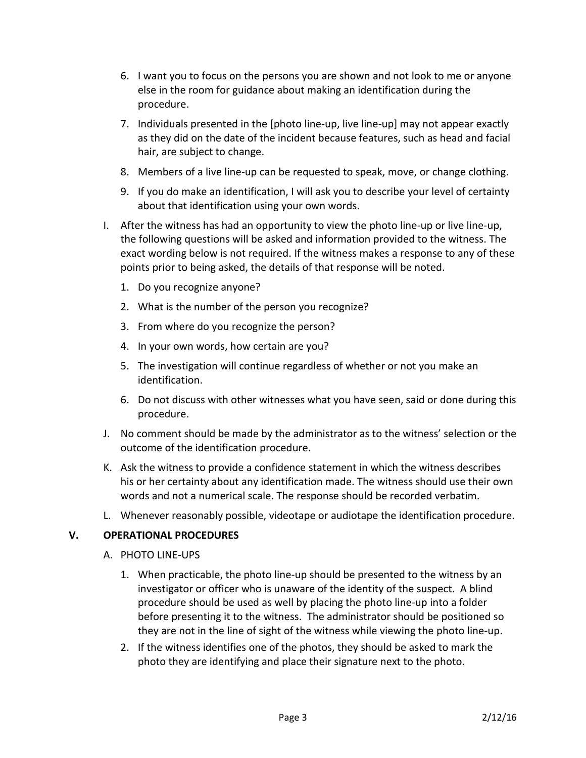6. I want you to focus on the persons you are shown and not look to me or anyone else in the room for guidance about making an identification during the procedure.
7. Individuals presented in the [photo line-up, live line-up] may not appear exactly as they did on the date of the incident because features, such as head and facial hair, are subject to change.
8. Members of a live line-up can be requested to speak, move, or change clothing.
9. If you do make an identification, I will ask you to describe your level of certainty about that identification using your own words.

I. After the witness has had an opportunity to view the photo line-up or live line-up, the following questions will be asked and information provided to the witness. The exact wording below is not required. If the witness makes a response to any of these points prior to being asked, the details of that response will be noted.
   1. Do you recognize anyone?
   2. What is the number of the person you recognize?
   3. From where do you recognize the person?
   4. In your own words, how certain are you?
   5. The investigation will continue regardless of whether or not you make an identification.
   6. Do not discuss with other witnesses what you have seen, said or done during this procedure.

J. No comment should be made by the administrator as to the witness' selection or the outcome of the identification procedure.

K. Ask the witness to provide a confidence statement in which the witness describes his or her certainty about any identification made. The witness should use their own words and not a numerical scale. The response should be recorded verbatim.

L. Whenever reasonably possible, videotape or audiotape the identification procedure.

## V. OPERATIONAL PROCEDURES

A. PHOTO LINE-UPS
   1. When practicable, the photo line-up should be presented to the witness by an investigator or officer who is unaware of the identity of the suspect. A blind procedure should be used as well by placing the photo line-up into a folder before presenting it to the witness. The administrator should be positioned so they are not in the line of sight of the witness while viewing the photo line-up.
   2. If the witness identifies one of the photos, they should be asked to mark the photo they are identifying and place their signature next to the photo.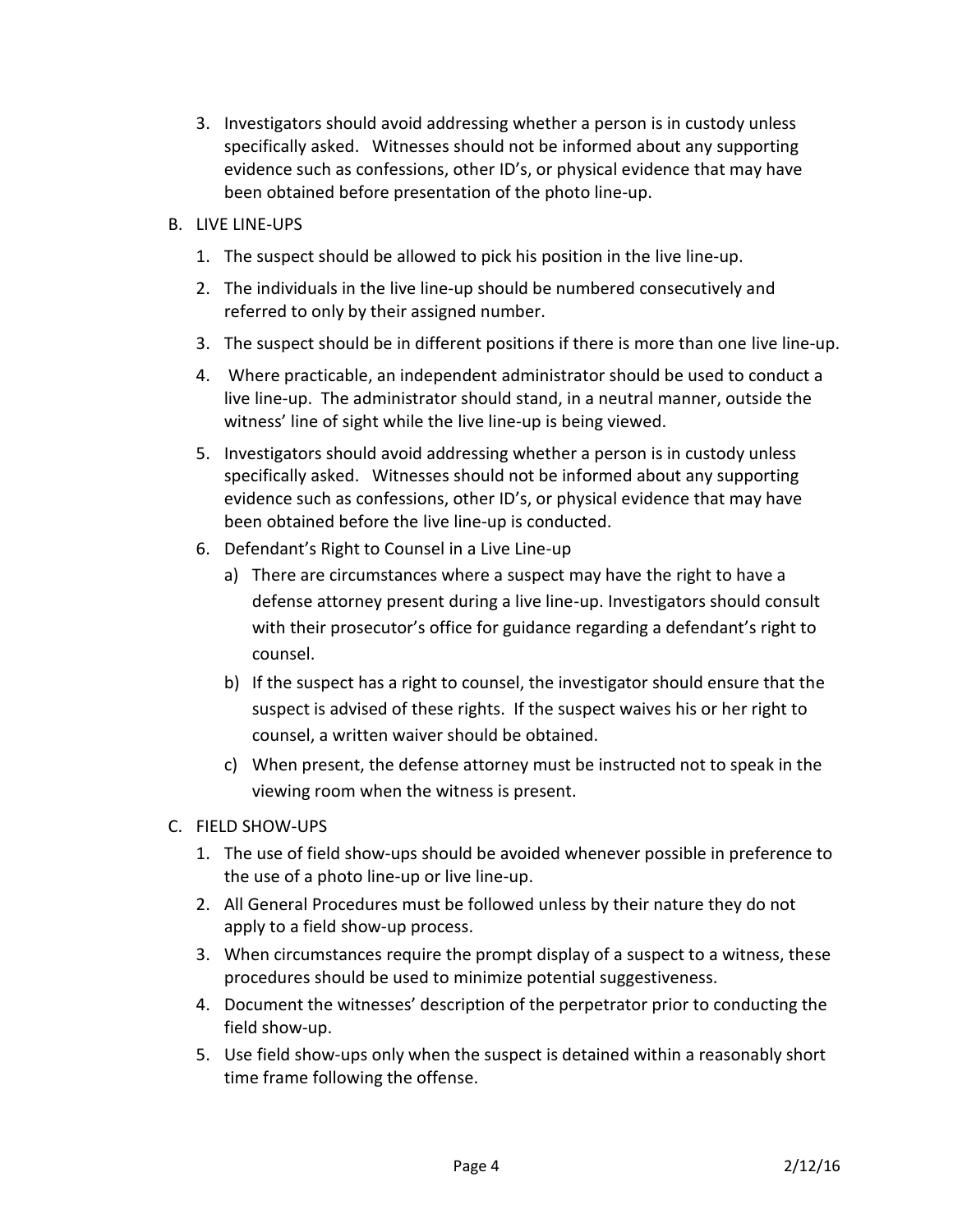3. Investigators should avoid addressing whether a person is in custody unless specifically asked. Witnesses should not be informed about any supporting evidence such as confessions, other ID's, or physical evidence that may have been obtained before presentation of the photo line-up.

B. LIVE LINE-UPS

1. The suspect should be allowed to pick his position in the live line-up.
2. The individuals in the live line-up should be numbered consecutively and referred to only by their assigned number.
3. The suspect should be in different positions if there is more than one live line-up.
4. Where practicable, an independent administrator should be used to conduct a live line-up. The administrator should stand, in a neutral manner, outside the witness' line of sight while the live line-up is being viewed.
5. Investigators should avoid addressing whether a person is in custody unless specifically asked. Witnesses should not be informed about any supporting evidence such as confessions, other ID's, or physical evidence that may have been obtained before the live line-up is conducted.
6. Defendant's Right to Counsel in a Live Line-up
   a) There are circumstances where a suspect may have the right to have a defense attorney present during a live line-up. Investigators should consult with their prosecutor's office for guidance regarding a defendant's right to counsel.
   b) If the suspect has a right to counsel, the investigator should ensure that the suspect is advised of these rights. If the suspect waives his or her right to counsel, a written waiver should be obtained.
   c) When present, the defense attorney must be instructed not to speak in the viewing room when the witness is present.

C. FIELD SHOW-UPS

1. The use of field show-ups should be avoided whenever possible in preference to the use of a photo line-up or live line-up.
2. All General Procedures must be followed unless by their nature they do not apply to a field show-up process.
3. When circumstances require the prompt display of a suspect to a witness, these procedures should be used to minimize potential suggestiveness.
4. Document the witnesses' description of the perpetrator prior to conducting the field show-up.
5. Use field show-ups only when the suspect is detained within a reasonably short time frame following the offense.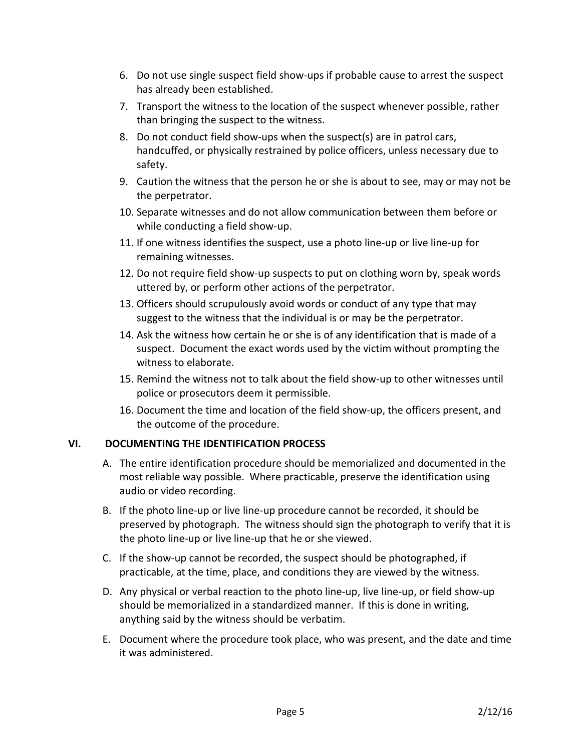6. Do not use single suspect field show-ups if probable cause to arrest the suspect has already been established.
7. Transport the witness to the location of the suspect whenever possible, rather than bringing the suspect to the witness.
8. Do not conduct field show-ups when the suspect(s) are in patrol cars, handcuffed, or physically restrained by police officers, unless necessary due to safety.
9. Caution the witness that the person he or she is about to see, may or may not be the perpetrator.
10. Separate witnesses and do not allow communication between them before or while conducting a field show-up.
11. If one witness identifies the suspect, use a photo line-up or live line-up for remaining witnesses.
12. Do not require field show-up suspects to put on clothing worn by, speak words uttered by, or perform other actions of the perpetrator.
13. Officers should scrupulously avoid words or conduct of any type that may suggest to the witness that the individual is or may be the perpetrator.
14. Ask the witness how certain he or she is of any identification that is made of a suspect. Document the exact words used by the victim without prompting the witness to elaborate.
15. Remind the witness not to talk about the field show-up to other witnesses until police or prosecutors deem it permissible.
16. Document the time and location of the field show-up, the officers present, and the outcome of the procedure.

## VI. DOCUMENTING THE IDENTIFICATION PROCESS

A. The entire identification procedure should be memorialized and documented in the most reliable way possible. Where practicable, preserve the identification using audio or video recording.

B. If the photo line-up or live line-up procedure cannot be recorded, it should be preserved by photograph. The witness should sign the photograph to verify that it is the photo line-up or live line-up that he or she viewed.

C. If the show-up cannot be recorded, the suspect should be photographed, if practicable, at the time, place, and conditions they are viewed by the witness.

D. Any physical or verbal reaction to the photo line-up, live line-up, or field show-up should be memorialized in a standardized manner. If this is done in writing, anything said by the witness should be verbatim.

E. Document where the procedure took place, who was present, and the date and time it was administered.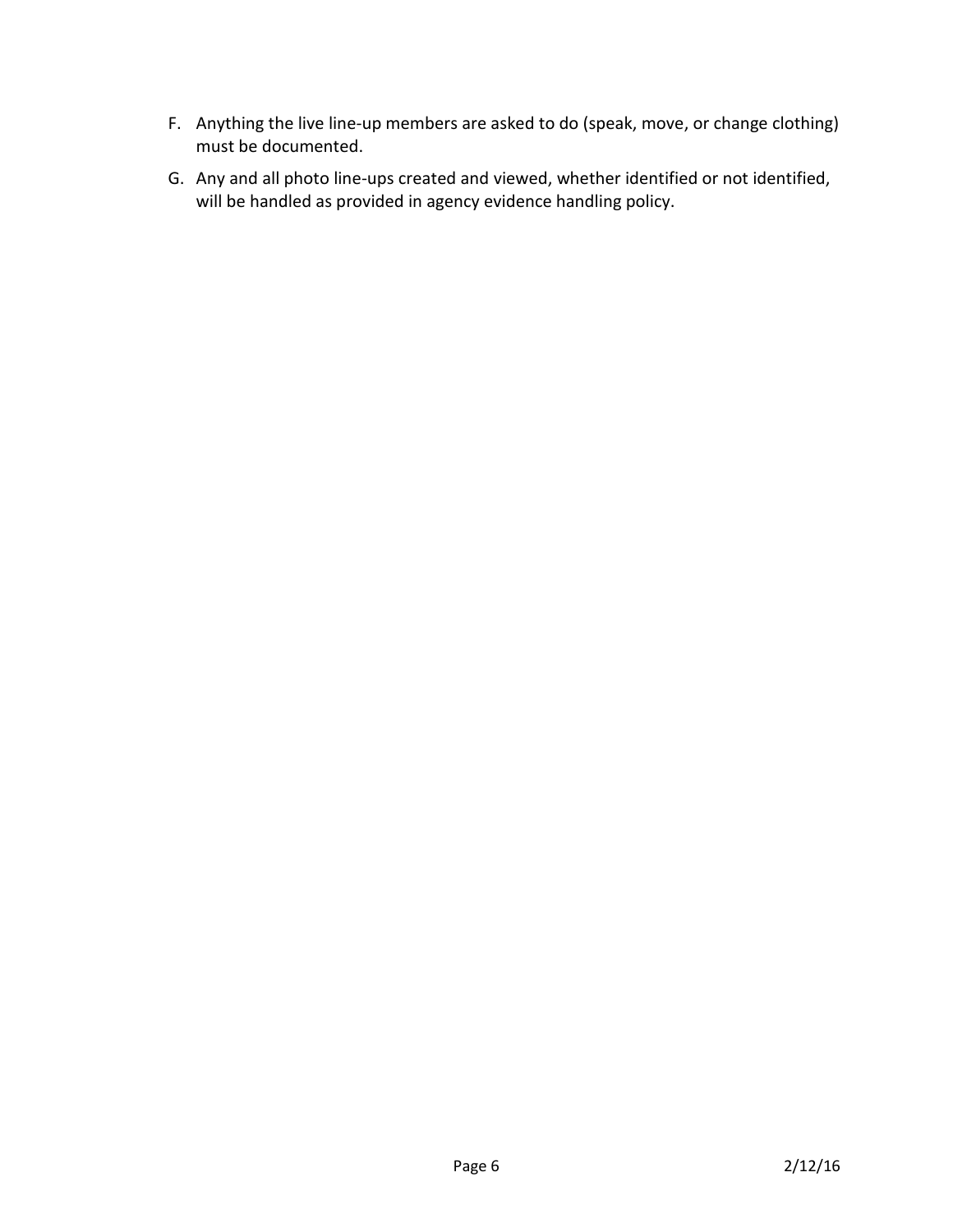F. Anything the live line-up members are asked to do (speak, move, or change clothing) must be documented.

G. Any and all photo line-ups created and viewed, whether identified or not identified, will be handled as provided in agency evidence handling policy.